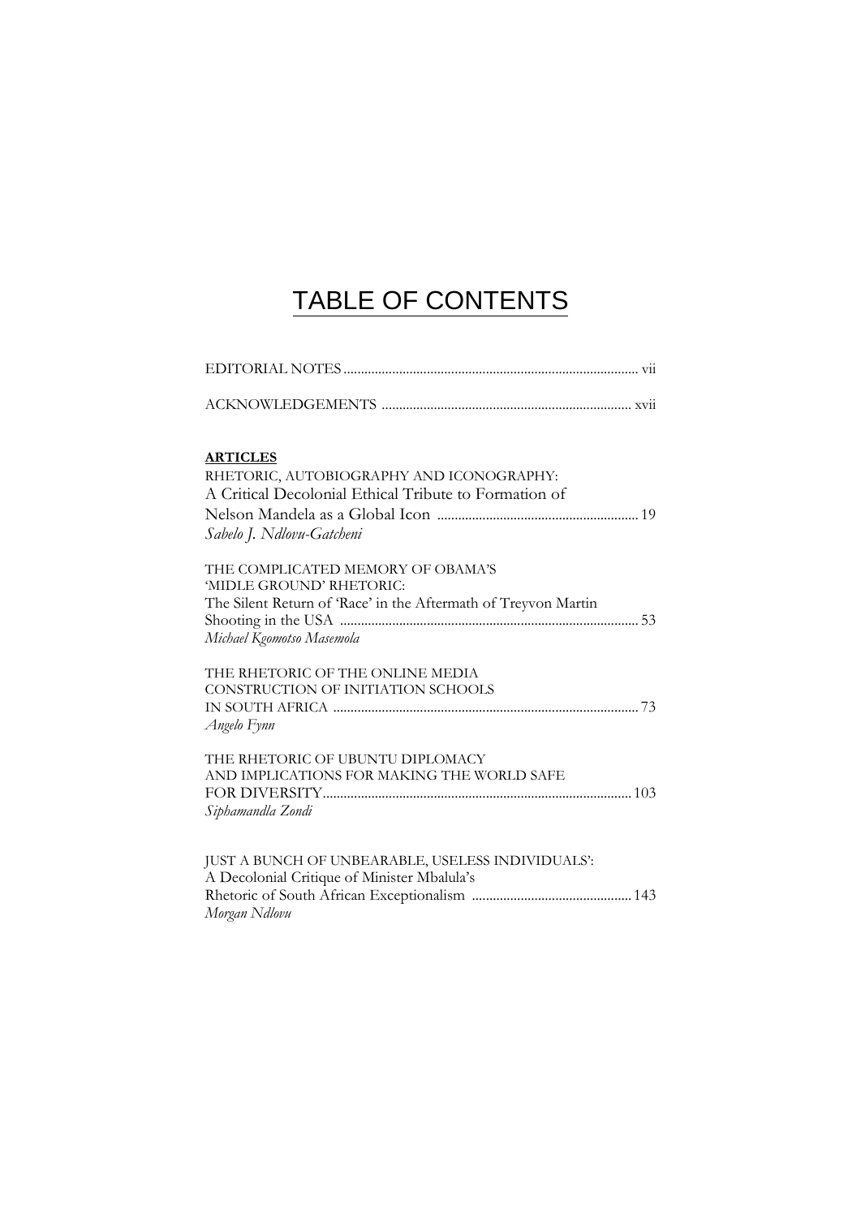# TABLE OF CONTENTS

EDITORIAL NOTES .................................................................................... vii

ACKNOWLEDGEMENTS ....................................................................... xvii

**ARTICLES**

RHETORIC, AUTOBIOGRAPHY AND ICONOGRAPHY:
A Critical Decolonial Ethical Tribute to Formation of
Nelson Mandela as a Global Icon ......................................................... 19
*Sabelo J. Ndlovu-Gatcheni*

THE COMPLICATED MEMORY OF OBAMA'S
'MIDLE GROUND' RHETORIC:
The Silent Return of 'Race' in the Aftermath of Treyvon Martin
Shooting in the USA ..................................................................................... 53
*Michael Kgomotso Masemola*

THE RHETORIC OF THE ONLINE MEDIA
CONSTRUCTION OF INITIATION SCHOOLS
IN SOUTH AFRICA ....................................................................................... 73
*Angelo Fynn*

THE RHETORIC OF UBUNTU DIPLOMACY
AND IMPLICATIONS FOR MAKING THE WORLD SAFE
FOR DIVERSITY........................................................................................ 103
*Siphamandla Zondi*

JUST A BUNCH OF UNBEARABLE, USELESS INDIVIDUALS':
A Decolonial Critique of Minister Mbalula's
Rhetoric of South African Exceptionalism ............................................. 143
*Morgan Ndlovu*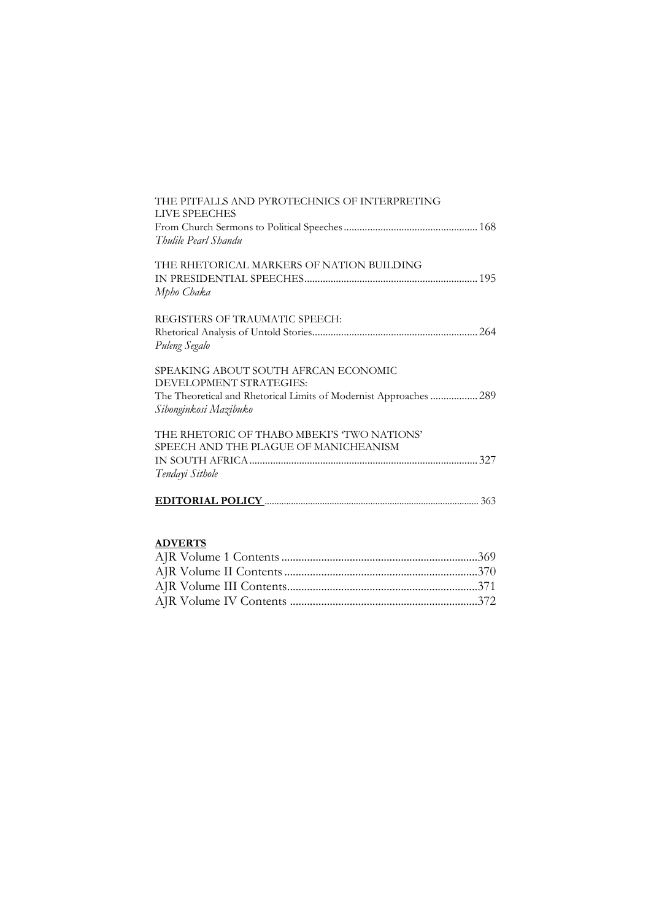THE PITFALLS AND PYROTECHNICS OF INTERPRETING LIVE SPEECHES
From Church Sermons to Political Speeches .................................................. 168
*Thulile Pearl Shandu*

THE RHETORICAL MARKERS OF NATION BUILDING IN PRESIDENTIAL SPEECHES ................................................................ 195
*Mpho Chaka*

REGISTERS OF TRAUMATIC SPEECH:
Rhetorical Analysis of Untold Stories ............................................................. 264
*Puleng Segalo*

SPEAKING ABOUT SOUTH AFRCAN ECONOMIC DEVELOPMENT STRATEGIES:
The Theoretical and Rhetorical Limits of Modernist Approaches ................. 289
*Sibonginkosi Mazibuko*

THE RHETORIC OF THABO MBEKI'S 'TWO NATIONS' SPEECH AND THE PLAGUE OF MANICHEANISM IN SOUTH AFRICA ..................................................................................... 327
*Tendayi Sithole*

**EDITORIAL POLICY** ........................................................................................ 363

**ADVERTS**

AJR Volume 1 Contents ..................................................................... 369
AJR Volume II Contents ..................................................................... 370
AJR Volume III Contents ..................................................................... 371
AJR Volume IV Contents ..................................................................... 372